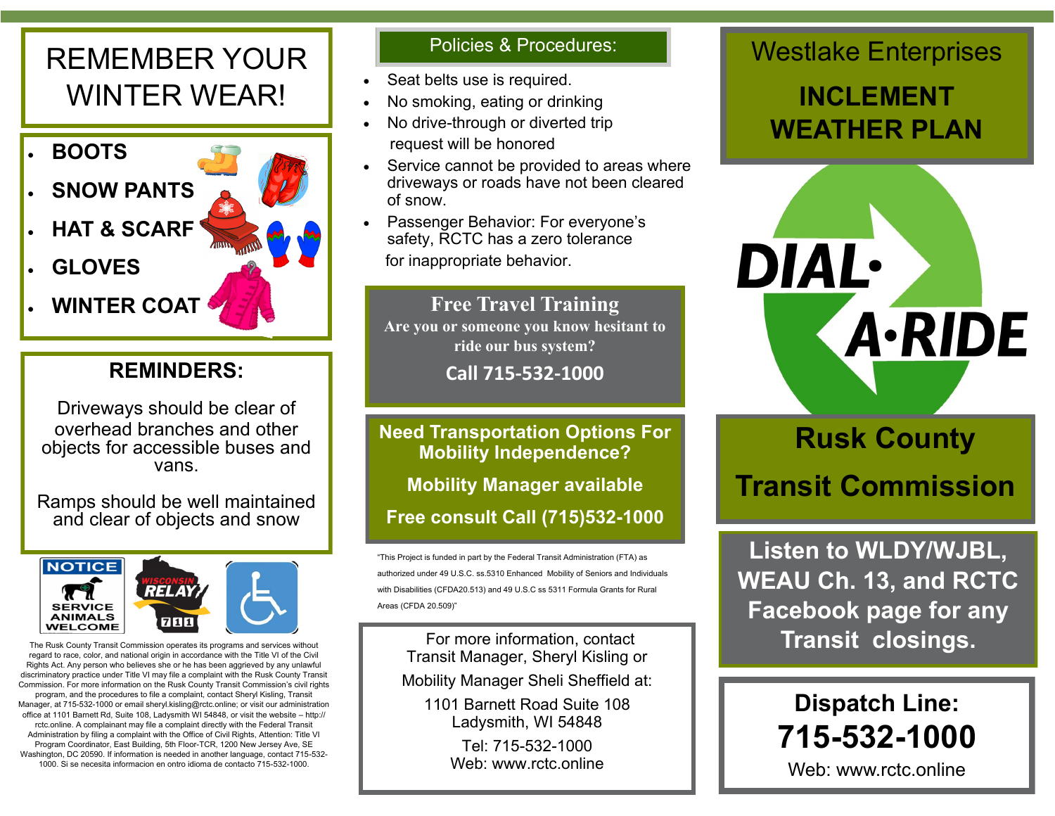# REMEMBER YOUR WINTER WEAR!

- **BOOTS**
- **SNOW PANTS**
- **HAT & SCARF**
- **GLOVES**
- **WINTER COAT**

## REMINDERS:

Driveways should be clear of overhead branches and other objects for accessible buses and vans.

Ramps should be well maintained and clear of objects and snow

NOTICE SERVICE ANIMALS WELCOME

WISCONSIN RELAY 711

The Rusk County Transit Commission operates its programs and services without regard to race, color, and national origin in accordance with the Title VI of the Civil Rights Act. Any person who believes she or he has been aggrieved by any unlawful discriminatory practice under Title VI may file a complaint with the Rusk County Transit Commission. For more information on the Rusk County Transit Commission's civil rights program, and the procedures to file a complaint, contact Sheryl Kisling, Transit Manager, at 715-532-1000 or email sheryl.kisling@rctc.online; or visit our administration office at 1101 Barnett Rd, Suite 108, Ladysmith WI 54848, or visit the website – http://rctc.online. A complainant may file a complaint directly with the Federal Transit Administration by filing a complaint with the Office of Civil Rights, Attention: Title VI Program Coordinator, East Building, 5th Floor-TCR, 1200 New Jersey Ave, SE Washington, DC 20590. If information is needed in another language, contact 715-532-1000. Si se necesita informacion en ontro idioma de contacto 715-532-1000.

## Policies & Procedures:

- Seat belts use is required.
- No smoking, eating or drinking
- No drive-through or diverted trip request will be honored
- Service cannot be provided to areas where driveways or roads have not been cleared of snow.
- Passenger Behavior: For everyone's safety, RCTC has a zero tolerance for inappropriate behavior.

## Free Travel Training

**Are you or someone you know hesitant to ride our bus system?**

**Call 715-532-1000**

## Need Transportation Options For Mobility Independence?

**Mobility Manager available**

**Free consult Call (715)532-1000**

"This Project is funded in part by the Federal Transit Administration (FTA) as authorized under 49 U.S.C. ss.5310 Enhanced Mobility of Seniors and Individuals with Disabilities (CFDA20.513) and 49 U.S.C ss 5311 Formula Grants for Rural Areas (CFDA 20.509)"

For more information, contact Transit Manager, Sheryl Kisling or Mobility Manager Sheli Sheffield at:

1101 Barnett Road Suite 108
Ladysmith, WI 54848

Tel: 715-532-1000
Web: www.rctc.online

# Westlake Enterprises

# INCLEMENT WEATHER PLAN

DIAL·A·RIDE

## Rusk County Transit Commission

**Listen to WLDY/WJBL, WEAU Ch. 13, and RCTC Facebook page for any Transit closings.**

## Dispatch Line:

# 715-532-1000

Web: www.rctc.online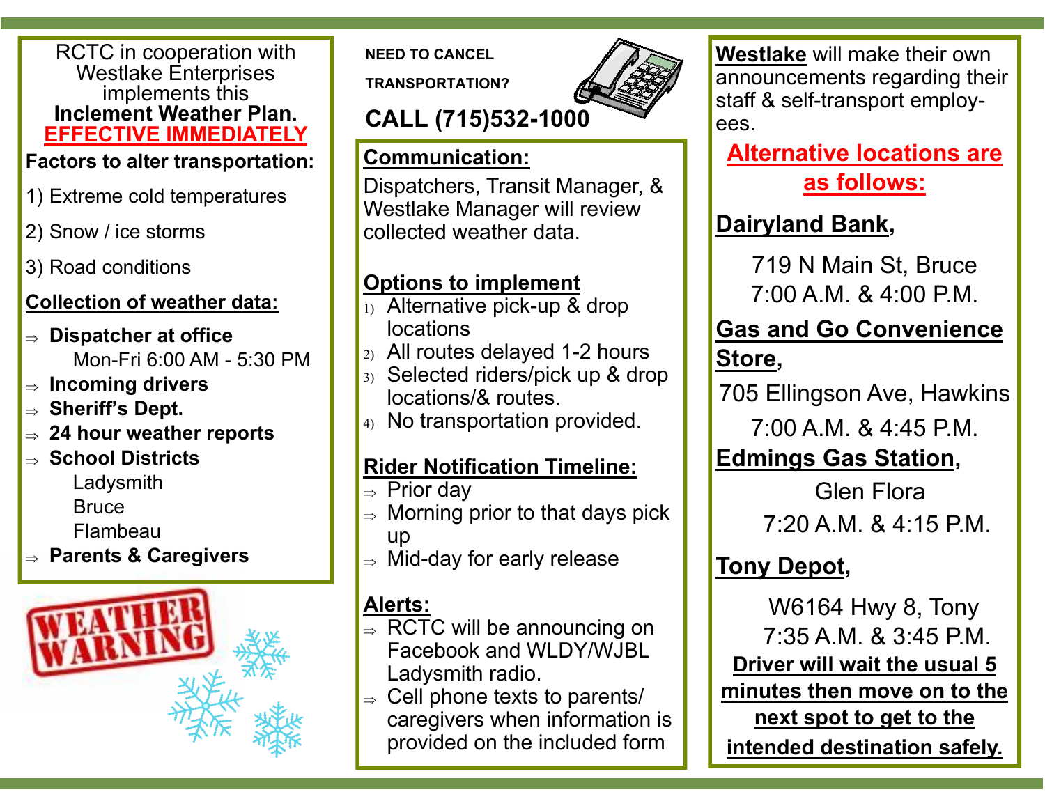RCTC in cooperation with Westlake Enterprises implements this

**Inclement Weather Plan.**

**EFFECTIVE IMMEDIATELY**

**Factors to alter transportation:**

1) Extreme cold temperatures

2) Snow / ice storms

3) Road conditions

**Collection of weather data:**

- **Dispatcher at office**
  Mon-Fri 6:00 AM - 5:30 PM
- **Incoming drivers**
- **Sheriff's Dept.**
- **24 hour weather reports**
- **School Districts**
  Ladysmith
  Bruce
  Flambeau
- **Parents & Caregivers**

**NEED TO CANCEL TRANSPORTATION?**

**CALL (715)532-1000**

**Communication:**

Dispatchers, Transit Manager, & Westlake Manager will review collected weather data.

**Options to implement**

1) Alternative pick-up & drop locations
2) All routes delayed 1-2 hours
3) Selected riders/pick up & drop locations/& routes.
4) No transportation provided.

**Rider Notification Timeline:**

- Prior day
- Morning prior to that days pick up
- Mid-day for early release

**Alerts:**

- RCTC will be announcing on Facebook and WLDY/WJBL Ladysmith radio.
- Cell phone texts to parents/ caregivers when information is provided on the included form

**Westlake** will make their own announcements regarding their staff & self-transport employees.

**Alternative locations are as follows:**

**Dairyland Bank,**

719 N Main St, Bruce
7:00 A.M. & 4:00 P.M.

**Gas and Go Convenience Store,**

705 Ellingson Ave, Hawkins
7:00 A.M. & 4:45 P.M.

**Edmings Gas Station,**

Glen Flora
7:20 A.M. & 4:15 P.M.

**Tony Depot,**

W6164 Hwy 8, Tony
7:35 A.M. & 3:45 P.M.

**Driver will wait the usual 5 minutes then move on to the next spot to get to the intended destination safely.**